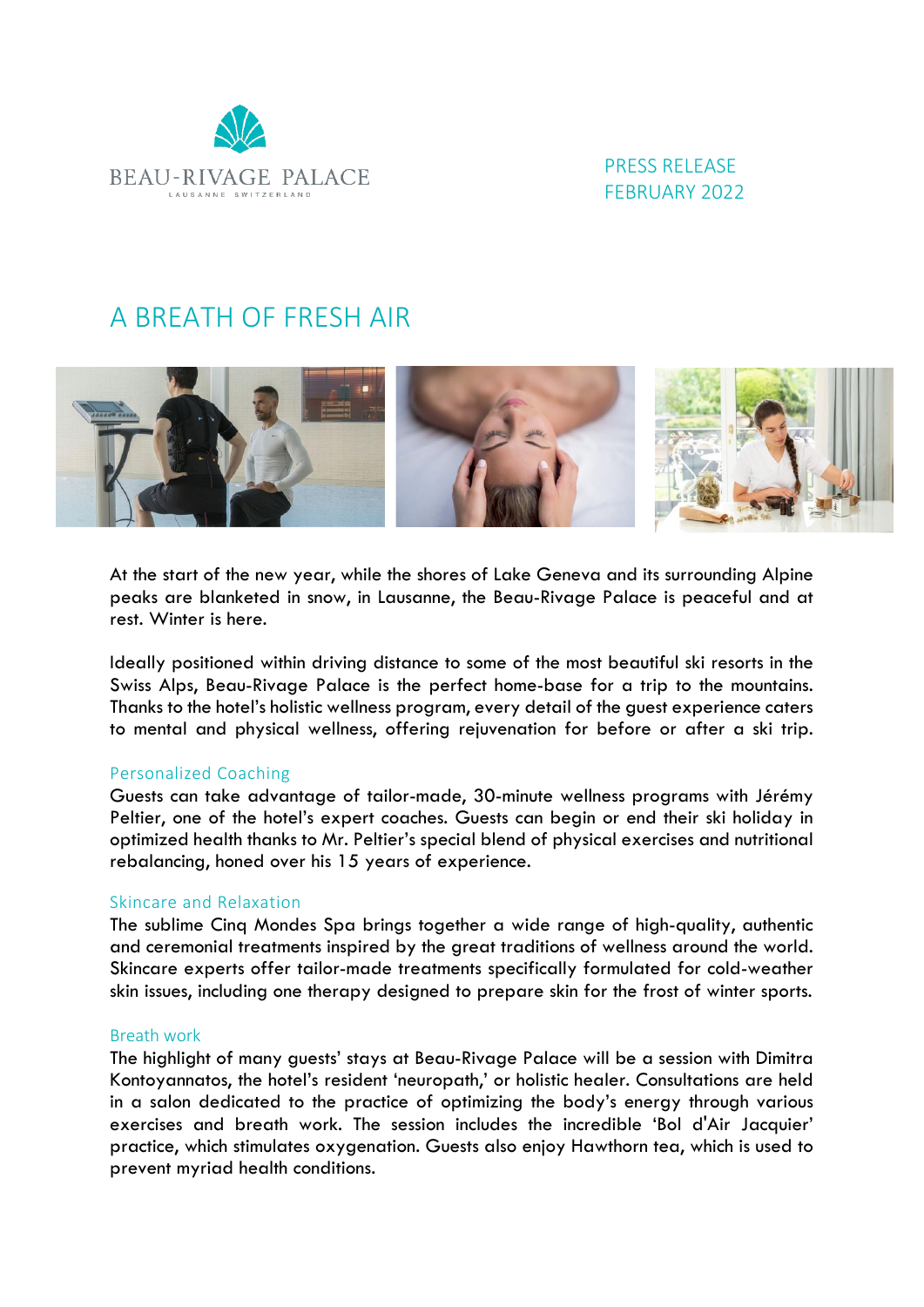BEAU-RIVAGE PALACE

LAUSANNE SWITZERLAND

PRESS RELEASE
FEBRUARY 2022

# A BREATH OF FRESH AIR

At the start of the new year, while the shores of Lake Geneva and its surrounding Alpine peaks are blanketed in snow, in Lausanne, the Beau-Rivage Palace is peaceful and at rest. Winter is here.

Ideally positioned within driving distance to some of the most beautiful ski resorts in the Swiss Alps, Beau-Rivage Palace is the perfect home-base for a trip to the mountains. Thanks to the hotel's holistic wellness program, every detail of the guest experience caters to mental and physical wellness, offering rejuvenation for before or after a ski trip.

## Personalized Coaching

Guests can take advantage of tailor-made, 30-minute wellness programs with Jérémy Peltier, one of the hotel's expert coaches. Guests can begin or end their ski holiday in optimized health thanks to Mr. Peltier's special blend of physical exercises and nutritional rebalancing, honed over his 15 years of experience.

## Skincare and Relaxation

The sublime Cinq Mondes Spa brings together a wide range of high-quality, authentic and ceremonial treatments inspired by the great traditions of wellness around the world. Skincare experts offer tailor-made treatments specifically formulated for cold-weather skin issues, including one therapy designed to prepare skin for the frost of winter sports.

## Breath work

The highlight of many guests' stays at Beau-Rivage Palace will be a session with Dimitra Kontoyannatos, the hotel's resident 'neuropath,' or holistic healer. Consultations are held in a salon dedicated to the practice of optimizing the body's energy through various exercises and breath work. The session includes the incredible 'Bol d'Air Jacquier' practice, which stimulates oxygenation. Guests also enjoy Hawthorn tea, which is used to prevent myriad health conditions.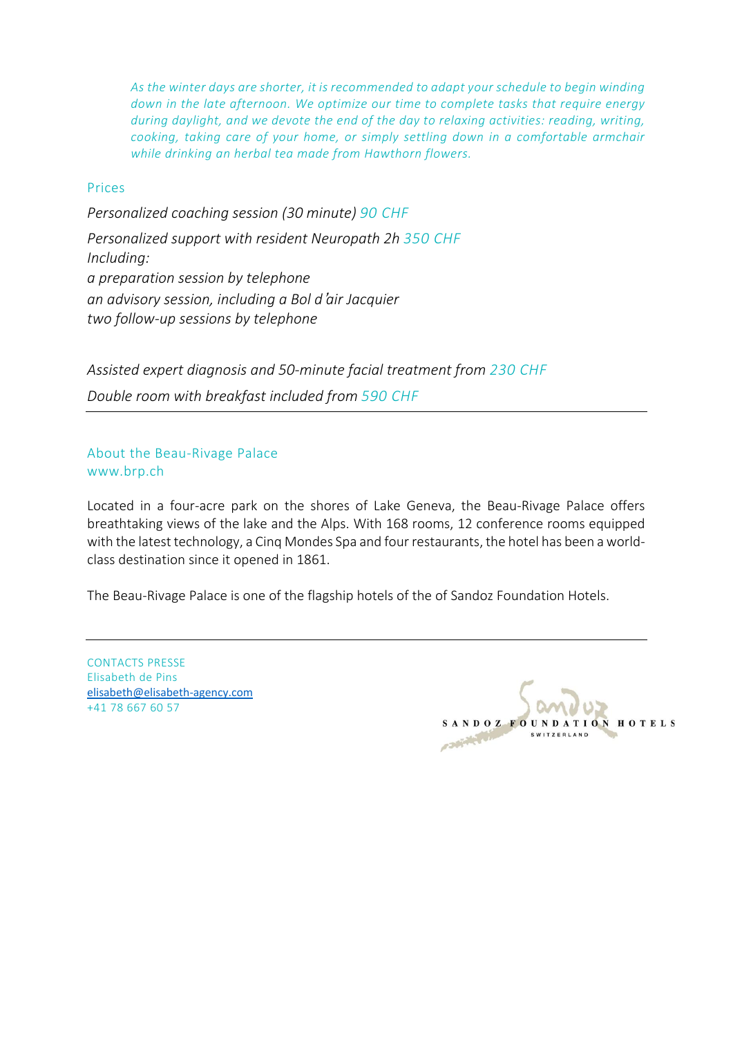*As the winter days are shorter, it is recommended to adapt your schedule to begin winding down in the late afternoon. We optimize our time to complete tasks that require energy during daylight, and we devote the end of the day to relaxing activities: reading, writing, cooking, taking care of your home, or simply settling down in a comfortable armchair while drinking an herbal tea made from Hawthorn flowers.*

## Prices

*Personalized coaching session (30 minute)* 90 CHF

*Personalized support with resident Neuropath 2h* 350 CHF
*Including:*
*a preparation session by telephone*
*an advisory session, including a Bol d'air Jacquier*
*two follow-up sessions by telephone*

*Assisted expert diagnosis and 50-minute facial treatment from* 230 CHF

*Double room with breakfast included from* 590 CHF

---

## About the Beau-Rivage Palace

www.brp.ch

Located in a four-acre park on the shores of Lake Geneva, the Beau-Rivage Palace offers breathtaking views of the lake and the Alps. With 168 rooms, 12 conference rooms equipped with the latest technology, a Cinq Mondes Spa and four restaurants, the hotel has been a world-class destination since it opened in 1861.

The Beau-Rivage Palace is one of the flagship hotels of the of Sandoz Foundation Hotels.

---

CONTACTS PRESSE
Elisabeth de Pins
elisabeth@elisabeth-agency.com
+41 78 667 60 57

SANDOZ FOUNDATION HOTELS
SWITZERLAND